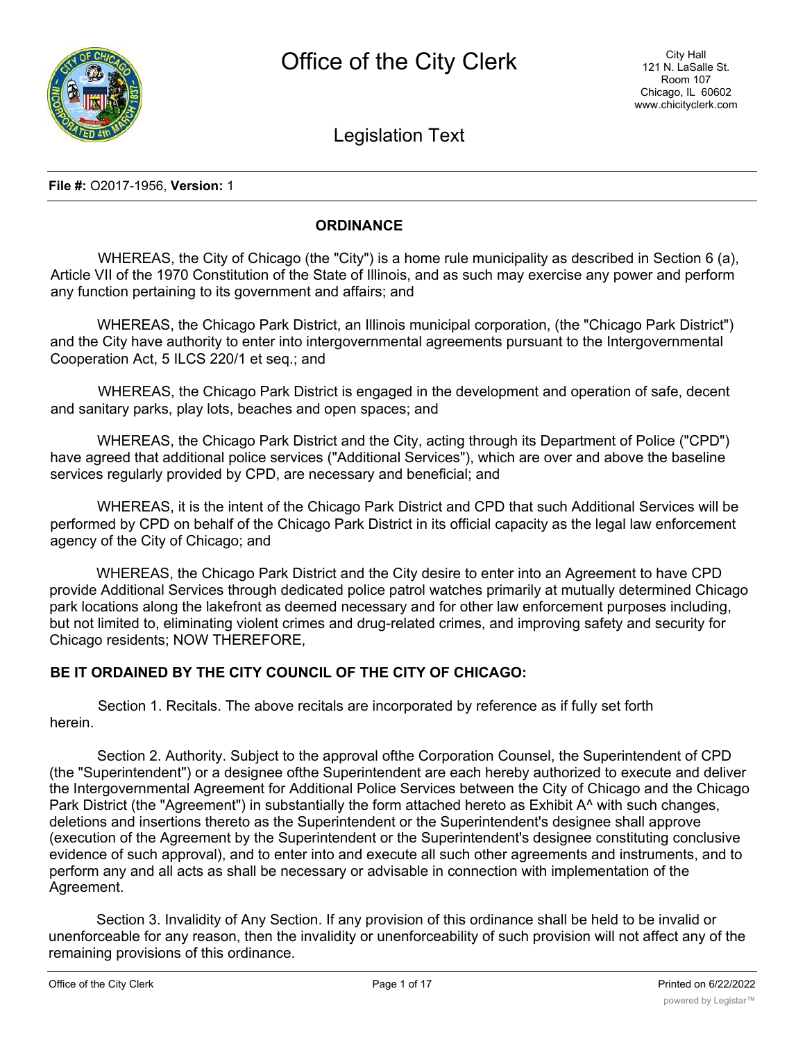Office of the City Clerk

City Hall
121 N. LaSalle St.
Room 107
Chicago, IL 60602
www.chicityclerk.com

Legislation Text

**File #:** O2017-1956, **Version:** 1

## ORDINANCE

WHEREAS, the City of Chicago (the "City") is a home rule municipality as described in Section 6 (a), Article VII of the 1970 Constitution of the State of Illinois, and as such may exercise any power and perform any function pertaining to its government and affairs; and

WHEREAS, the Chicago Park District, an Illinois municipal corporation, (the "Chicago Park District") and the City have authority to enter into intergovernmental agreements pursuant to the Intergovernmental Cooperation Act, 5 ILCS 220/1 et seq.; and

WHEREAS, the Chicago Park District is engaged in the development and operation of safe, decent and sanitary parks, play lots, beaches and open spaces; and

WHEREAS, the Chicago Park District and the City, acting through its Department of Police ("CPD") have agreed that additional police services ("Additional Services"), which are over and above the baseline services regularly provided by CPD, are necessary and beneficial; and

WHEREAS, it is the intent of the Chicago Park District and CPD that such Additional Services will be performed by CPD on behalf of the Chicago Park District in its official capacity as the legal law enforcement agency of the City of Chicago; and

WHEREAS, the Chicago Park District and the City desire to enter into an Agreement to have CPD provide Additional Services through dedicated police patrol watches primarily at mutually determined Chicago park locations along the lakefront as deemed necessary and for other law enforcement purposes including, but not limited to, eliminating violent crimes and drug-related crimes, and improving safety and security for Chicago residents; NOW THEREFORE,

**BE IT ORDAINED BY THE CITY COUNCIL OF THE CITY OF CHICAGO:**

Section 1. Recitals. The above recitals are incorporated by reference as if fully set forth herein.

Section 2. Authority. Subject to the approval ofthe Corporation Counsel, the Superintendent of CPD (the "Superintendent") or a designee ofthe Superintendent are each hereby authorized to execute and deliver the Intergovernmental Agreement for Additional Police Services between the City of Chicago and the Chicago Park District (the "Agreement") in substantially the form attached hereto as Exhibit A^ with such changes, deletions and insertions thereto as the Superintendent or the Superintendent's designee shall approve (execution of the Agreement by the Superintendent or the Superintendent's designee constituting conclusive evidence of such approval), and to enter into and execute all such other agreements and instruments, and to perform any and all acts as shall be necessary or advisable in connection with implementation of the Agreement.

Section 3. Invalidity of Any Section. If any provision of this ordinance shall be held to be invalid or unenforceable for any reason, then the invalidity or unenforceability of such provision will not affect any of the remaining provisions of this ordinance.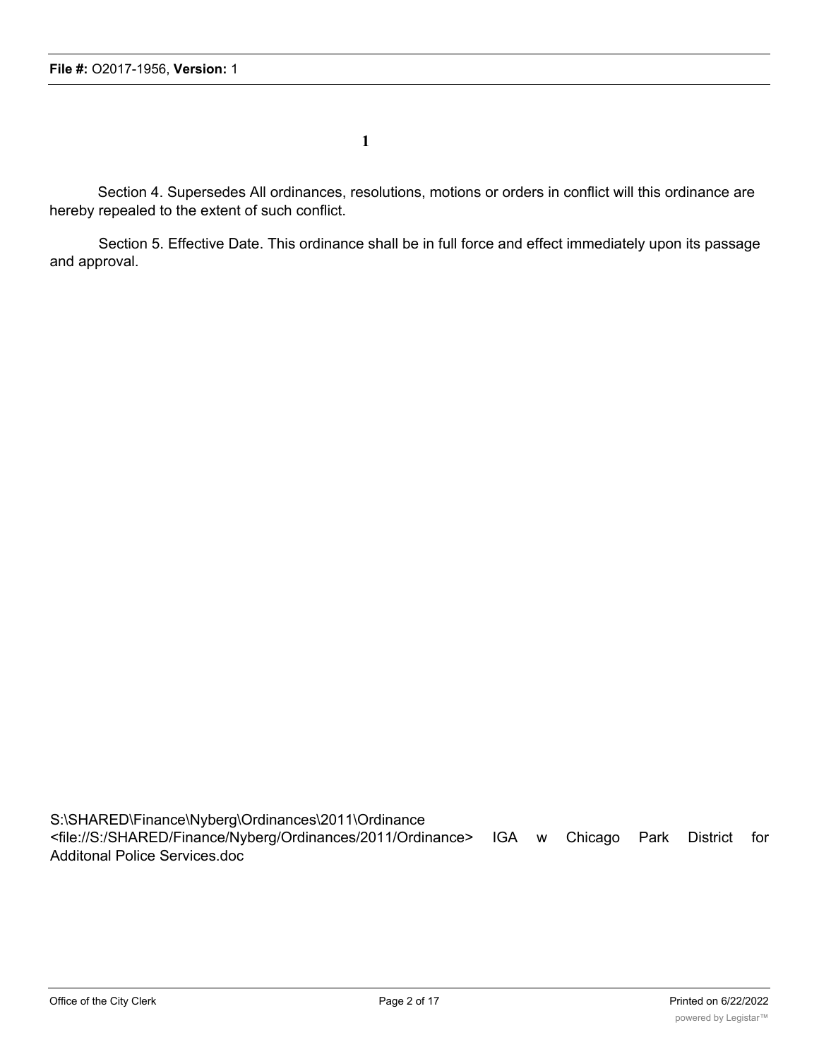Section 4. Supersedes All ordinances, resolutions, motions or orders in conflict will this ordinance are hereby repealed to the extent of such conflict.

Section 5. Effective Date. This ordinance shall be in full force and effect immediately upon its passage and approval.

S:\SHARED\Finance\Nyberg\Ordinances\2011\Ordinance <file://S:/SHARED/Finance/Nyberg/Ordinances/2011/Ordinance> IGA w Chicago Park District for Additonal Police Services.doc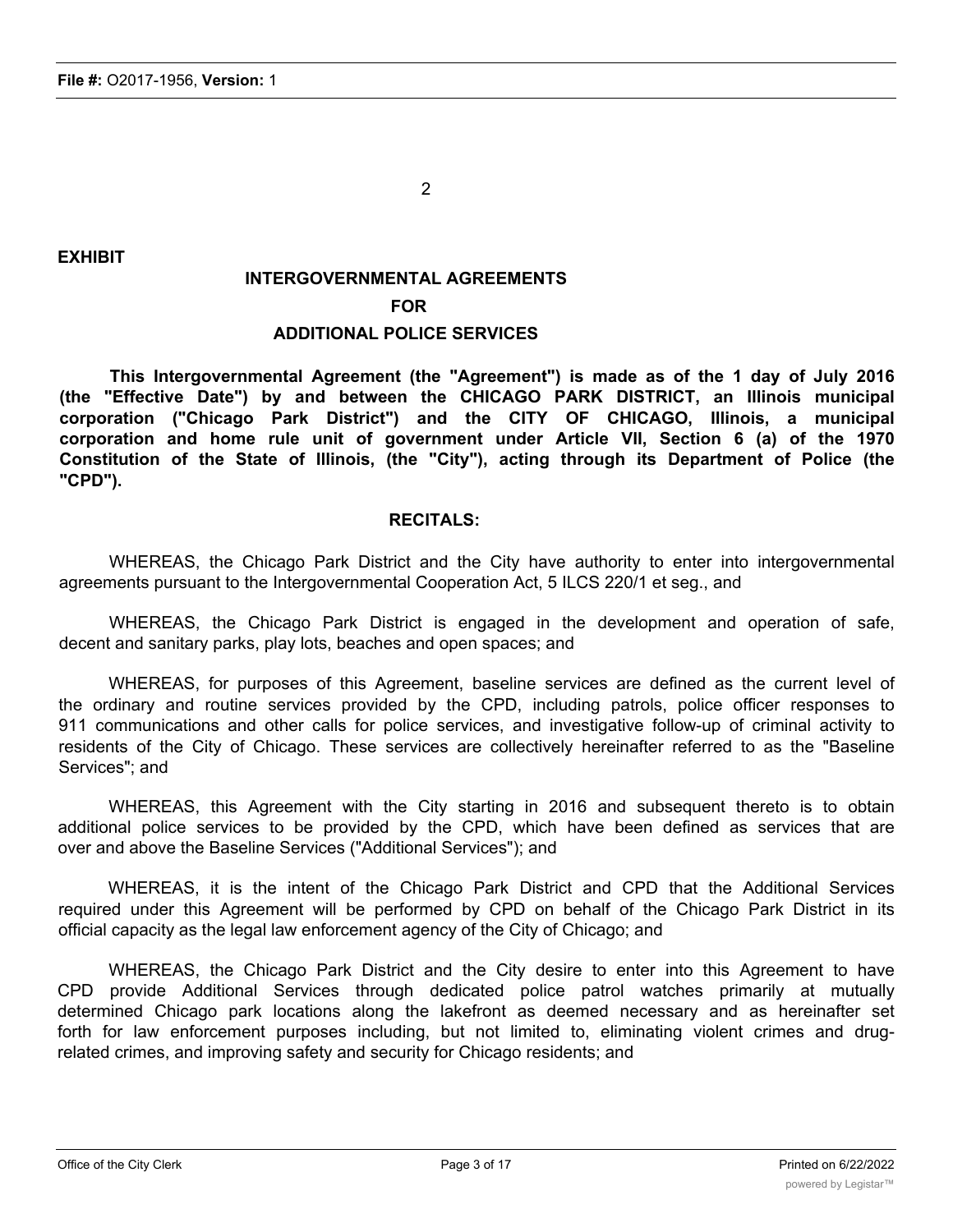**EXHIBIT**

## INTERGOVERNMENTAL AGREEMENTS FOR ADDITIONAL POLICE SERVICES

**This Intergovernmental Agreement (the "Agreement") is made as of the 1 day of July 2016 (the "Effective Date") by and between the CHICAGO PARK DISTRICT, an Illinois municipal corporation ("Chicago Park District") and the CITY OF CHICAGO, Illinois, a municipal corporation and home rule unit of government under Article VII, Section 6 (a) of the 1970 Constitution of the State of Illinois, (the "City"), acting through its Department of Police (the "CPD").**

**RECITALS:**

WHEREAS, the Chicago Park District and the City have authority to enter into intergovernmental agreements pursuant to the Intergovernmental Cooperation Act, 5 ILCS 220/1 et seg., and

WHEREAS, the Chicago Park District is engaged in the development and operation of safe, decent and sanitary parks, play lots, beaches and open spaces; and

WHEREAS, for purposes of this Agreement, baseline services are defined as the current level of the ordinary and routine services provided by the CPD, including patrols, police officer responses to 911 communications and other calls for police services, and investigative follow-up of criminal activity to residents of the City of Chicago. These services are collectively hereinafter referred to as the "Baseline Services"; and

WHEREAS, this Agreement with the City starting in 2016 and subsequent thereto is to obtain additional police services to be provided by the CPD, which have been defined as services that are over and above the Baseline Services ("Additional Services"); and

WHEREAS, it is the intent of the Chicago Park District and CPD that the Additional Services required under this Agreement will be performed by CPD on behalf of the Chicago Park District in its official capacity as the legal law enforcement agency of the City of Chicago; and

WHEREAS, the Chicago Park District and the City desire to enter into this Agreement to have CPD provide Additional Services through dedicated police patrol watches primarily at mutually determined Chicago park locations along the lakefront as deemed necessary and as hereinafter set forth for law enforcement purposes including, but not limited to, eliminating violent crimes and drug-related crimes, and improving safety and security for Chicago residents; and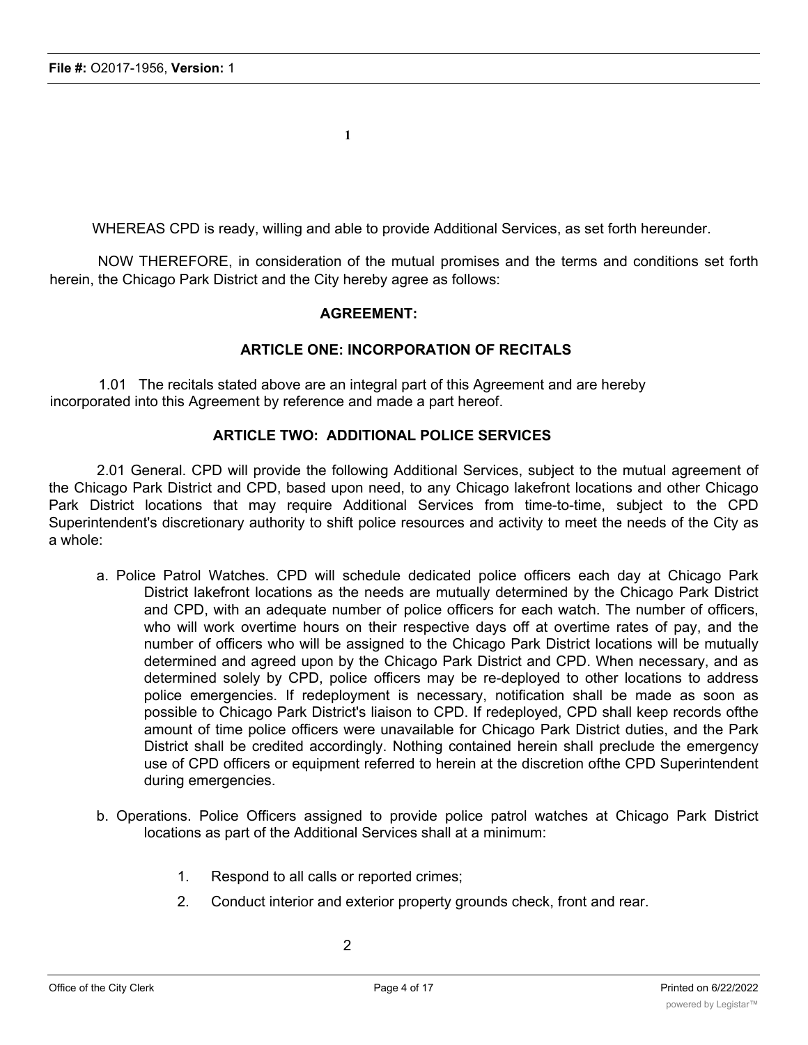WHEREAS CPD is ready, willing and able to provide Additional Services, as set forth hereunder.

NOW THEREFORE, in consideration of the mutual promises and the terms and conditions set forth herein, the Chicago Park District and the City hereby agree as follows:

**AGREEMENT:**

**ARTICLE ONE: INCORPORATION OF RECITALS**

1.01 The recitals stated above are an integral part of this Agreement and are hereby incorporated into this Agreement by reference and made a part hereof.

**ARTICLE TWO: ADDITIONAL POLICE SERVICES**

2.01 General. CPD will provide the following Additional Services, subject to the mutual agreement of the Chicago Park District and CPD, based upon need, to any Chicago lakefront locations and other Chicago Park District locations that may require Additional Services from time-to-time, subject to the CPD Superintendent's discretionary authority to shift police resources and activity to meet the needs of the City as a whole:

a. Police Patrol Watches. CPD will schedule dedicated police officers each day at Chicago Park District lakefront locations as the needs are mutually determined by the Chicago Park District and CPD, with an adequate number of police officers for each watch. The number of officers, who will work overtime hours on their respective days off at overtime rates of pay, and the number of officers who will be assigned to the Chicago Park District locations will be mutually determined and agreed upon by the Chicago Park District and CPD. When necessary, and as determined solely by CPD, police officers may be re-deployed to other locations to address police emergencies. If redeployment is necessary, notification shall be made as soon as possible to Chicago Park District's liaison to CPD. If redeployed, CPD shall keep records ofthe amount of time police officers were unavailable for Chicago Park District duties, and the Park District shall be credited accordingly. Nothing contained herein shall preclude the emergency use of CPD officers or equipment referred to herein at the discretion ofthe CPD Superintendent during emergencies.

b. Operations. Police Officers assigned to provide police patrol watches at Chicago Park District locations as part of the Additional Services shall at a minimum:

1. Respond to all calls or reported crimes;
2. Conduct interior and exterior property grounds check, front and rear.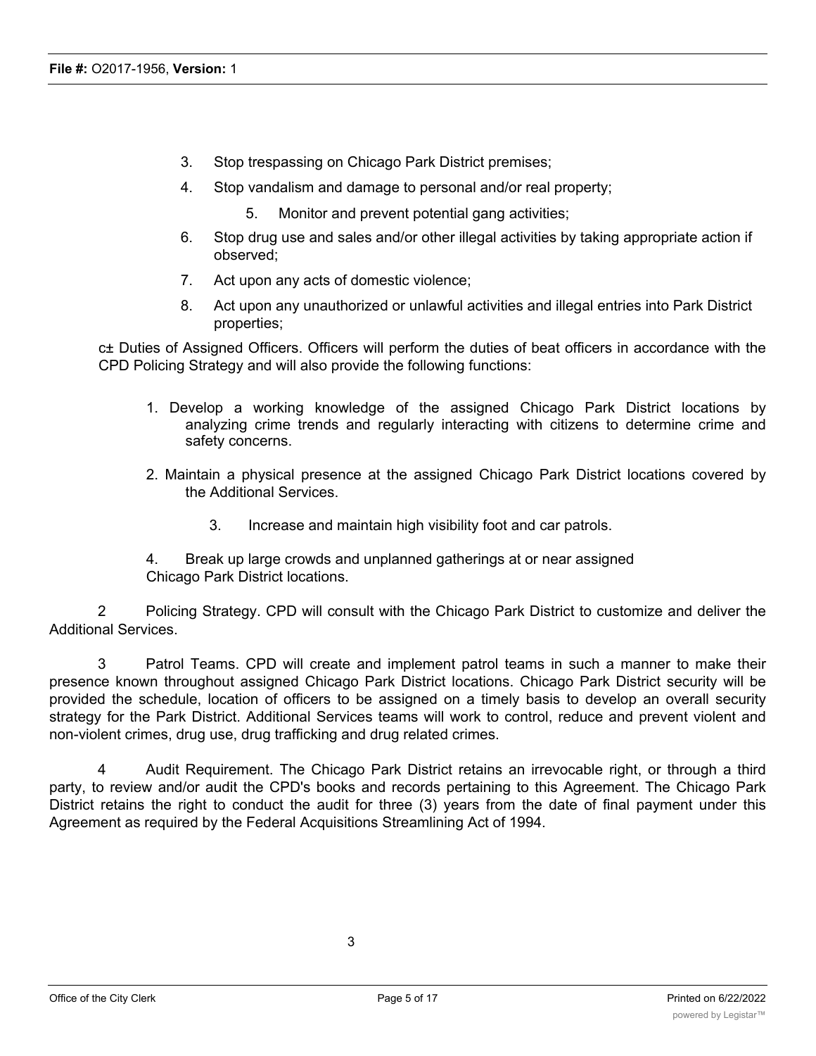3. Stop trespassing on Chicago Park District premises;
4. Stop vandalism and damage to personal and/or real property;
5. Monitor and prevent potential gang activities;
6. Stop drug use and sales and/or other illegal activities by taking appropriate action if observed;
7. Act upon any acts of domestic violence;
8. Act upon any unauthorized or unlawful activities and illegal entries into Park District properties;

c± Duties of Assigned Officers. Officers will perform the duties of beat officers in accordance with the CPD Policing Strategy and will also provide the following functions:

1. Develop a working knowledge of the assigned Chicago Park District locations by analyzing crime trends and regularly interacting with citizens to determine crime and safety concerns.
2. Maintain a physical presence at the assigned Chicago Park District locations covered by the Additional Services.
3. Increase and maintain high visibility foot and car patrols.
4. Break up large crowds and unplanned gatherings at or near assigned Chicago Park District locations.

2 Policing Strategy. CPD will consult with the Chicago Park District to customize and deliver the Additional Services.

3 Patrol Teams. CPD will create and implement patrol teams in such a manner to make their presence known throughout assigned Chicago Park District locations. Chicago Park District security will be provided the schedule, location of officers to be assigned on a timely basis to develop an overall security strategy for the Park District. Additional Services teams will work to control, reduce and prevent violent and non-violent crimes, drug use, drug trafficking and drug related crimes.

4 Audit Requirement. The Chicago Park District retains an irrevocable right, or through a third party, to review and/or audit the CPD's books and records pertaining to this Agreement. The Chicago Park District retains the right to conduct the audit for three (3) years from the date of final payment under this Agreement as required by the Federal Acquisitions Streamlining Act of 1994.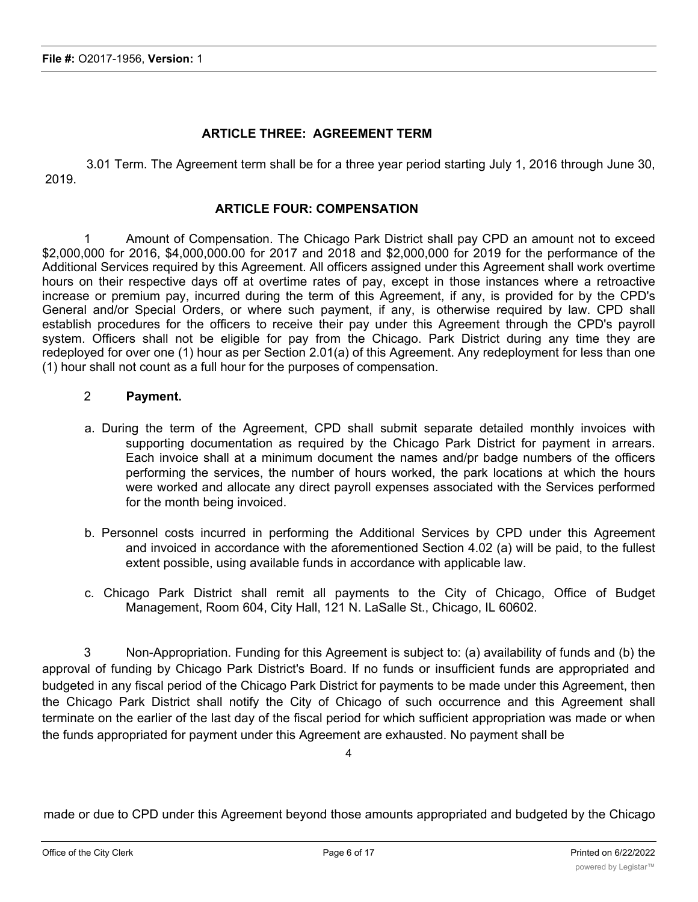## ARTICLE THREE: AGREEMENT TERM

3.01 Term. The Agreement term shall be for a three year period starting July 1, 2016 through June 30, 2019.

## ARTICLE FOUR: COMPENSATION

1 Amount of Compensation. The Chicago Park District shall pay CPD an amount not to exceed $2,000,000 for 2016, $4,000,000.00 for 2017 and 2018 and $2,000,000 for 2019 for the performance of the Additional Services required by this Agreement. All officers assigned under this Agreement shall work overtime hours on their respective days off at overtime rates of pay, except in those instances where a retroactive increase or premium pay, incurred during the term of this Agreement, if any, is provided for by the CPD's General and/or Special Orders, or where such payment, if any, is otherwise required by law. CPD shall establish procedures for the officers to receive their pay under this Agreement through the CPD's payroll system. Officers shall not be eligible for pay from the Chicago. Park District during any time they are redeployed for over one (1) hour as per Section 2.01(a) of this Agreement. Any redeployment for less than one (1) hour shall not count as a full hour for the purposes of compensation.

2 **Payment.**

a. During the term of the Agreement, CPD shall submit separate detailed monthly invoices with supporting documentation as required by the Chicago Park District for payment in arrears. Each invoice shall at a minimum document the names and/pr badge numbers of the officers performing the services, the number of hours worked, the park locations at which the hours were worked and allocate any direct payroll expenses associated with the Services performed for the month being invoiced.

b. Personnel costs incurred in performing the Additional Services by CPD under this Agreement and invoiced in accordance with the aforementioned Section 4.02 (a) will be paid, to the fullest extent possible, using available funds in accordance with applicable law.

c. Chicago Park District shall remit all payments to the City of Chicago, Office of Budget Management, Room 604, City Hall, 121 N. LaSalle St., Chicago, IL 60602.

3 Non-Appropriation. Funding for this Agreement is subject to: (a) availability of funds and (b) the approval of funding by Chicago Park District's Board. If no funds or insufficient funds are appropriated and budgeted in any fiscal period of the Chicago Park District for payments to be made under this Agreement, then the Chicago Park District shall notify the City of Chicago of such occurrence and this Agreement shall terminate on the earlier of the last day of the fiscal period for which sufficient appropriation was made or when the funds appropriated for payment under this Agreement are exhausted. No payment shall be

made or due to CPD under this Agreement beyond those amounts appropriated and budgeted by the Chicago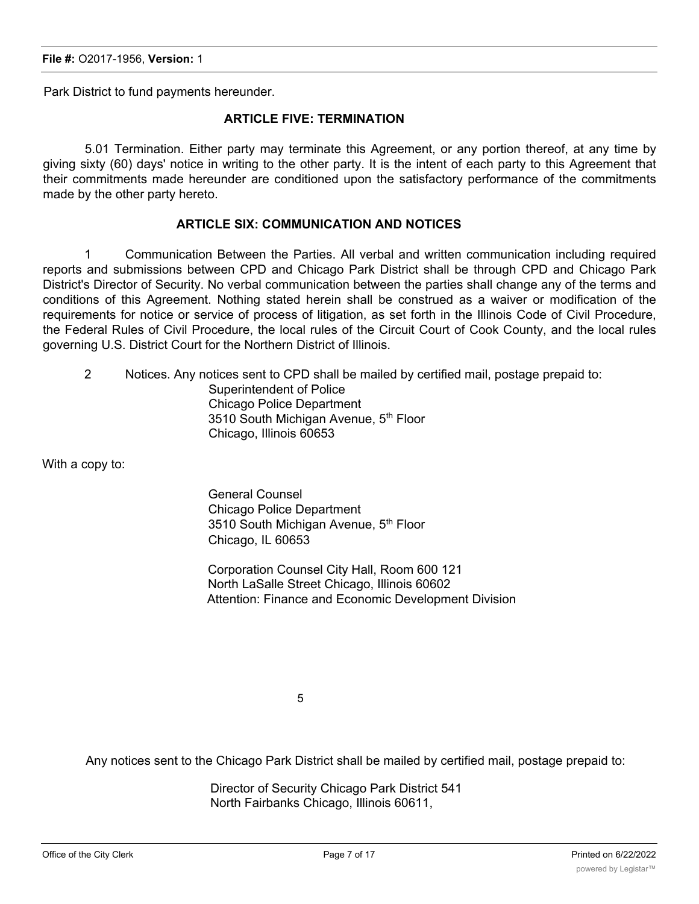Park District to fund payments hereunder.

## ARTICLE FIVE: TERMINATION

5.01 Termination. Either party may terminate this Agreement, or any portion thereof, at any time by giving sixty (60) days' notice in writing to the other party. It is the intent of each party to this Agreement that their commitments made hereunder are conditioned upon the satisfactory performance of the commitments made by the other party hereto.

## ARTICLE SIX: COMMUNICATION AND NOTICES

1 Communication Between the Parties. All verbal and written communication including required reports and submissions between CPD and Chicago Park District shall be through CPD and Chicago Park District's Director of Security. No verbal communication between the parties shall change any of the terms and conditions of this Agreement. Nothing stated herein shall be construed as a waiver or modification of the requirements for notice or service of process of litigation, as set forth in the Illinois Code of Civil Procedure, the Federal Rules of Civil Procedure, the local rules of the Circuit Court of Cook County, and the local rules governing U.S. District Court for the Northern District of Illinois.

2 Notices. Any notices sent to CPD shall be mailed by certified mail, postage prepaid to:

Superintendent of Police
Chicago Police Department
3510 South Michigan Avenue, 5th Floor
Chicago, Illinois 60653

With a copy to:

General Counsel
Chicago Police Department
3510 South Michigan Avenue, 5th Floor
Chicago, IL 60653

Corporation Counsel City Hall, Room 600 121
North LaSalle Street Chicago, Illinois 60602
Attention: Finance and Economic Development Division

Any notices sent to the Chicago Park District shall be mailed by certified mail, postage prepaid to:

Director of Security Chicago Park District 541
North Fairbanks Chicago, Illinois 60611,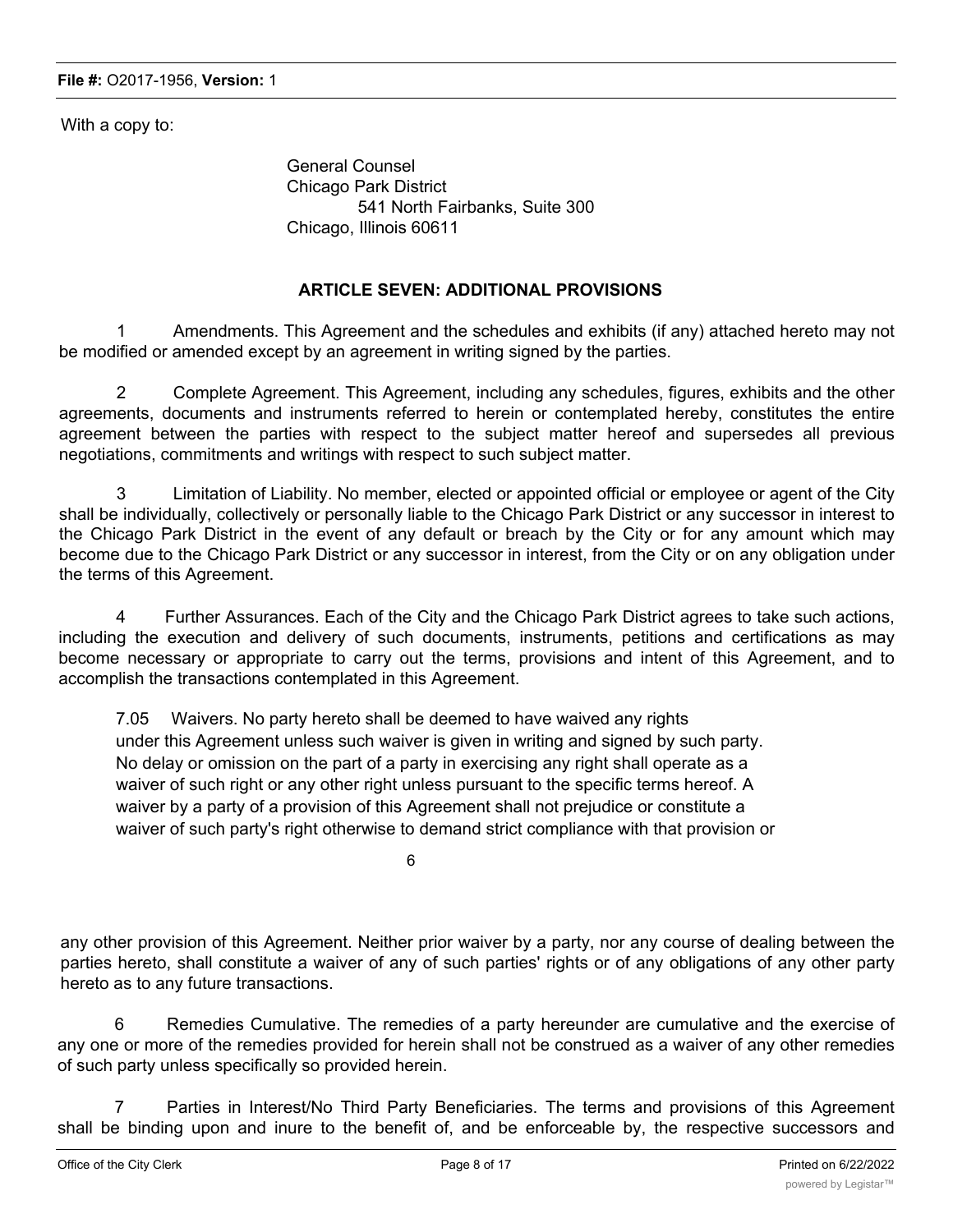With a copy to:

General Counsel
Chicago Park District
541 North Fairbanks, Suite 300
Chicago, Illinois 60611

## ARTICLE SEVEN: ADDITIONAL PROVISIONS

1 Amendments. This Agreement and the schedules and exhibits (if any) attached hereto may not be modified or amended except by an agreement in writing signed by the parties.

2 Complete Agreement. This Agreement, including any schedules, figures, exhibits and the other agreements, documents and instruments referred to herein or contemplated hereby, constitutes the entire agreement between the parties with respect to the subject matter hereof and supersedes all previous negotiations, commitments and writings with respect to such subject matter.

3 Limitation of Liability. No member, elected or appointed official or employee or agent of the City shall be individually, collectively or personally liable to the Chicago Park District or any successor in interest to the Chicago Park District in the event of any default or breach by the City or for any amount which may become due to the Chicago Park District or any successor in interest, from the City or on any obligation under the terms of this Agreement.

4 Further Assurances. Each of the City and the Chicago Park District agrees to take such actions, including the execution and delivery of such documents, instruments, petitions and certifications as may become necessary or appropriate to carry out the terms, provisions and intent of this Agreement, and to accomplish the transactions contemplated in this Agreement.

7.05 Waivers. No party hereto shall be deemed to have waived any rights under this Agreement unless such waiver is given in writing and signed by such party. No delay or omission on the part of a party in exercising any right shall operate as a waiver of such right or any other right unless pursuant to the specific terms hereof. A waiver by a party of a provision of this Agreement shall not prejudice or constitute a waiver of such party's right otherwise to demand strict compliance with that provision or any other provision of this Agreement. Neither prior waiver by a party, nor any course of dealing between the parties hereto, shall constitute a waiver of any of such parties' rights or of any obligations of any other party hereto as to any future transactions.

6 Remedies Cumulative. The remedies of a party hereunder are cumulative and the exercise of any one or more of the remedies provided for herein shall not be construed as a waiver of any other remedies of such party unless specifically so provided herein.

7 Parties in Interest/No Third Party Beneficiaries. The terms and provisions of this Agreement shall be binding upon and inure to the benefit of, and be enforceable by, the respective successors and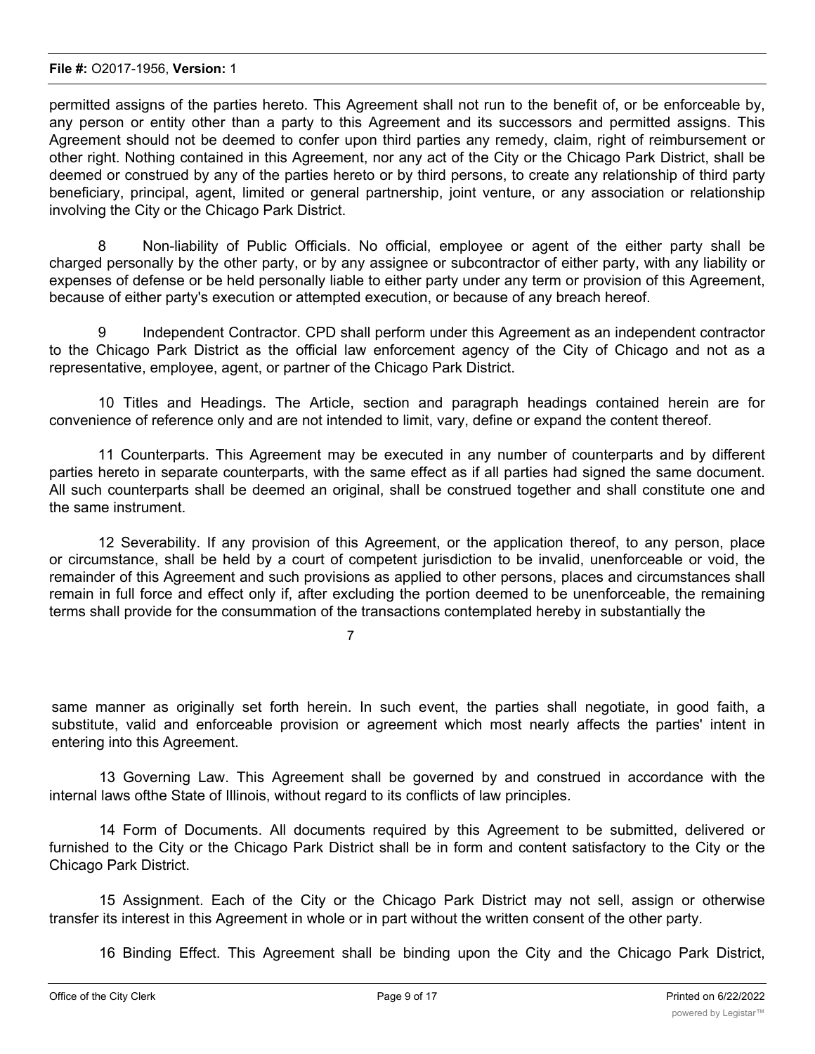permitted assigns of the parties hereto. This Agreement shall not run to the benefit of, or be enforceable by, any person or entity other than a party to this Agreement and its successors and permitted assigns. This Agreement should not be deemed to confer upon third parties any remedy, claim, right of reimbursement or other right. Nothing contained in this Agreement, nor any act of the City or the Chicago Park District, shall be deemed or construed by any of the parties hereto or by third persons, to create any relationship of third party beneficiary, principal, agent, limited or general partnership, joint venture, or any association or relationship involving the City or the Chicago Park District.

8 Non-liability of Public Officials. No official, employee or agent of the either party shall be charged personally by the other party, or by any assignee or subcontractor of either party, with any liability or expenses of defense or be held personally liable to either party under any term or provision of this Agreement, because of either party's execution or attempted execution, or because of any breach hereof.

9 Independent Contractor. CPD shall perform under this Agreement as an independent contractor to the Chicago Park District as the official law enforcement agency of the City of Chicago and not as a representative, employee, agent, or partner of the Chicago Park District.

10 Titles and Headings. The Article, section and paragraph headings contained herein are for convenience of reference only and are not intended to limit, vary, define or expand the content thereof.

11 Counterparts. This Agreement may be executed in any number of counterparts and by different parties hereto in separate counterparts, with the same effect as if all parties had signed the same document. All such counterparts shall be deemed an original, shall be construed together and shall constitute one and the same instrument.

12 Severability. If any provision of this Agreement, or the application thereof, to any person, place or circumstance, shall be held by a court of competent jurisdiction to be invalid, unenforceable or void, the remainder of this Agreement and such provisions as applied to other persons, places and circumstances shall remain in full force and effect only if, after excluding the portion deemed to be unenforceable, the remaining terms shall provide for the consummation of the transactions contemplated hereby in substantially the same manner as originally set forth herein. In such event, the parties shall negotiate, in good faith, a substitute, valid and enforceable provision or agreement which most nearly affects the parties' intent in entering into this Agreement.

13 Governing Law. This Agreement shall be governed by and construed in accordance with the internal laws ofthe State of Illinois, without regard to its conflicts of law principles.

14 Form of Documents. All documents required by this Agreement to be submitted, delivered or furnished to the City or the Chicago Park District shall be in form and content satisfactory to the City or the Chicago Park District.

15 Assignment. Each of the City or the Chicago Park District may not sell, assign or otherwise transfer its interest in this Agreement in whole or in part without the written consent of the other party.

16 Binding Effect. This Agreement shall be binding upon the City and the Chicago Park District,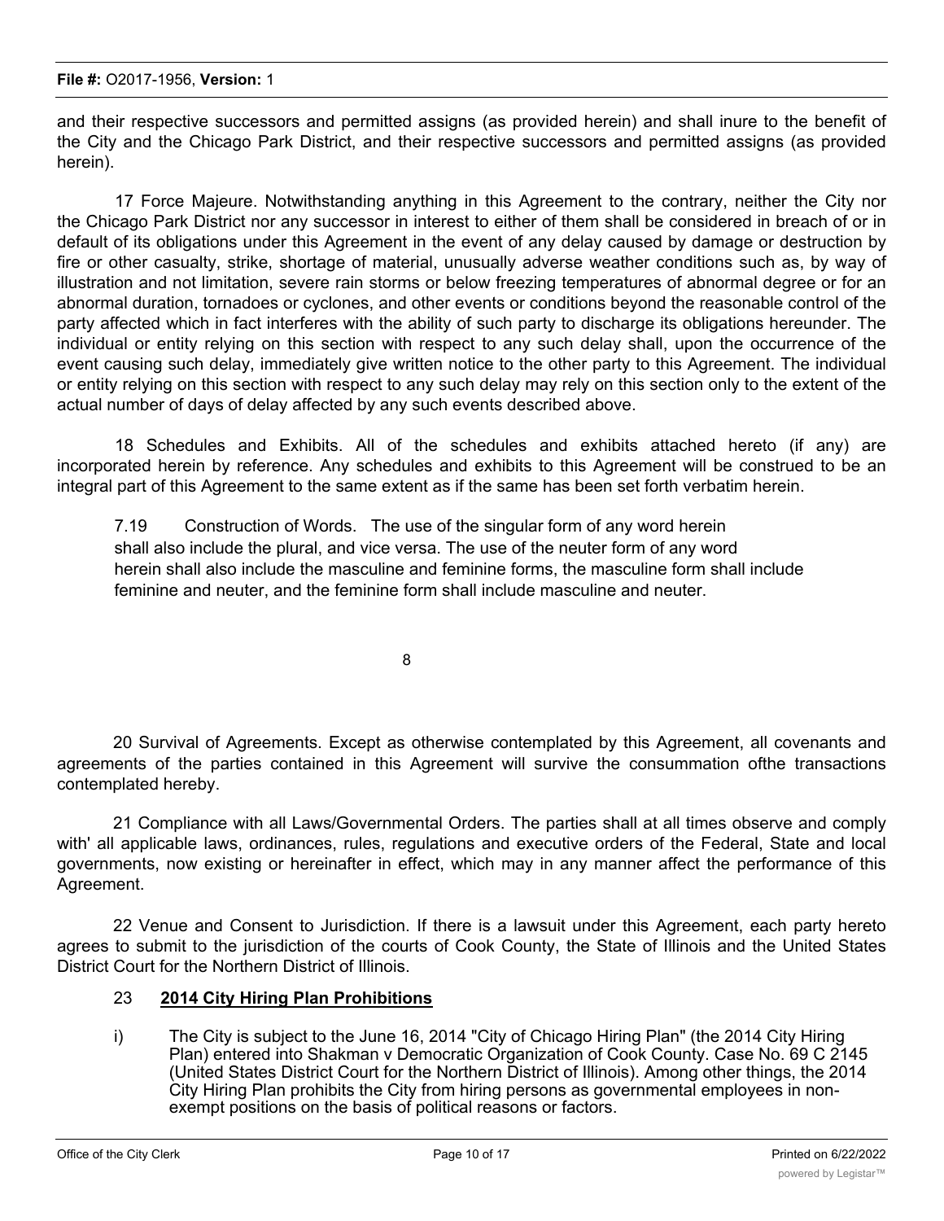and their respective successors and permitted assigns (as provided herein) and shall inure to the benefit of the City and the Chicago Park District, and their respective successors and permitted assigns (as provided herein).

17 Force Majeure. Notwithstanding anything in this Agreement to the contrary, neither the City nor the Chicago Park District nor any successor in interest to either of them shall be considered in breach of or in default of its obligations under this Agreement in the event of any delay caused by damage or destruction by fire or other casualty, strike, shortage of material, unusually adverse weather conditions such as, by way of illustration and not limitation, severe rain storms or below freezing temperatures of abnormal degree or for an abnormal duration, tornadoes or cyclones, and other events or conditions beyond the reasonable control of the party affected which in fact interferes with the ability of such party to discharge its obligations hereunder. The individual or entity relying on this section with respect to any such delay shall, upon the occurrence of the event causing such delay, immediately give written notice to the other party to this Agreement. The individual or entity relying on this section with respect to any such delay may rely on this section only to the extent of the actual number of days of delay affected by any such events described above.

18 Schedules and Exhibits. All of the schedules and exhibits attached hereto (if any) are incorporated herein by reference. Any schedules and exhibits to this Agreement will be construed to be an integral part of this Agreement to the same extent as if the same has been set forth verbatim herein.

7.19 Construction of Words. The use of the singular form of any word herein shall also include the plural, and vice versa. The use of the neuter form of any word herein shall also include the masculine and feminine forms, the masculine form shall include feminine and neuter, and the feminine form shall include masculine and neuter.

20 Survival of Agreements. Except as otherwise contemplated by this Agreement, all covenants and agreements of the parties contained in this Agreement will survive the consummation ofthe transactions contemplated hereby.

21 Compliance with all Laws/Governmental Orders. The parties shall at all times observe and comply with' all applicable laws, ordinances, rules, regulations and executive orders of the Federal, State and local governments, now existing or hereinafter in effect, which may in any manner affect the performance of this Agreement.

22 Venue and Consent to Jurisdiction. If there is a lawsuit under this Agreement, each party hereto agrees to submit to the jurisdiction of the courts of Cook County, the State of Illinois and the United States District Court for the Northern District of Illinois.

23 **2014 City Hiring Plan Prohibitions**

i) The City is subject to the June 16, 2014 "City of Chicago Hiring Plan" (the 2014 City Hiring Plan) entered into Shakman v Democratic Organization of Cook County. Case No. 69 C 2145 (United States District Court for the Northern District of Illinois). Among other things, the 2014 City Hiring Plan prohibits the City from hiring persons as governmental employees in non-exempt positions on the basis of political reasons or factors.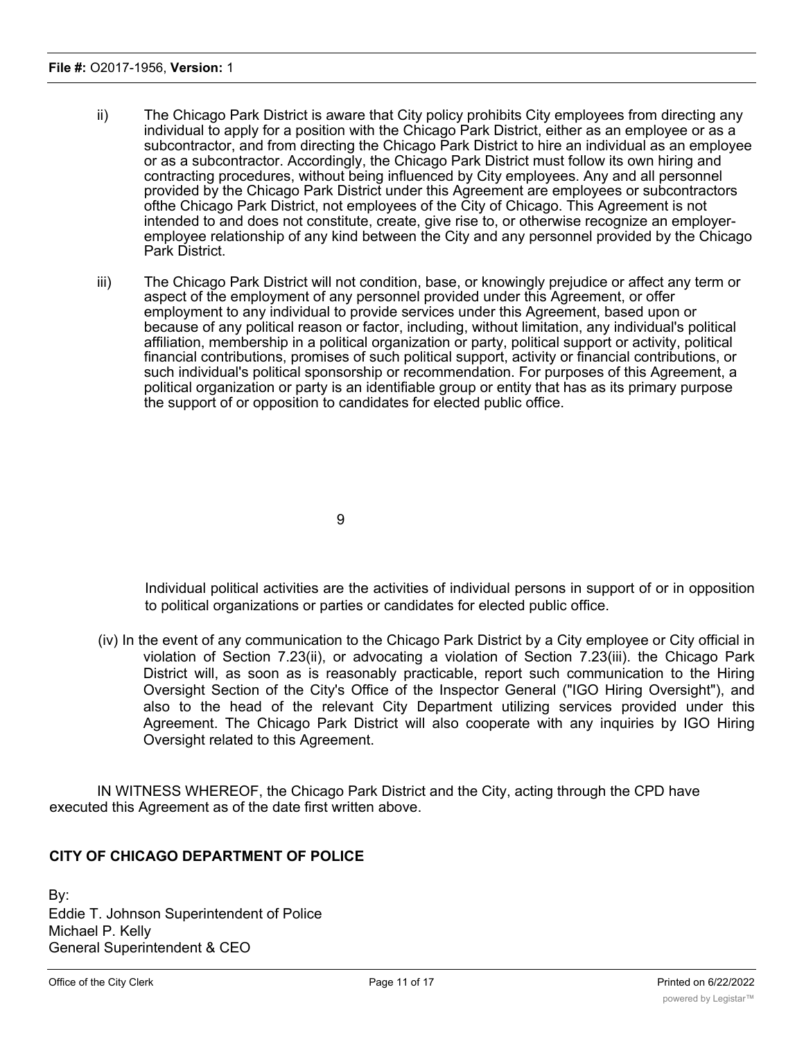ii) The Chicago Park District is aware that City policy prohibits City employees from directing any individual to apply for a position with the Chicago Park District, either as an employee or as a subcontractor, and from directing the Chicago Park District to hire an individual as an employee or as a subcontractor. Accordingly, the Chicago Park District must follow its own hiring and contracting procedures, without being influenced by City employees. Any and all personnel provided by the Chicago Park District under this Agreement are employees or subcontractors ofthe Chicago Park District, not employees of the City of Chicago. This Agreement is not intended to and does not constitute, create, give rise to, or otherwise recognize an employer-employee relationship of any kind between the City and any personnel provided by the Chicago Park District.

iii) The Chicago Park District will not condition, base, or knowingly prejudice or affect any term or aspect of the employment of any personnel provided under this Agreement, or offer employment to any individual to provide services under this Agreement, based upon or because of any political reason or factor, including, without limitation, any individual's political affiliation, membership in a political organization or party, political support or activity, political financial contributions, promises of such political support, activity or financial contributions, or such individual's political sponsorship or recommendation. For purposes of this Agreement, a political organization or party is an identifiable group or entity that has as its primary purpose the support of or opposition to candidates for elected public office.

Individual political activities are the activities of individual persons in support of or in opposition to political organizations or parties or candidates for elected public office.

(iv) In the event of any communication to the Chicago Park District by a City employee or City official in violation of Section 7.23(ii), or advocating a violation of Section 7.23(iii). the Chicago Park District will, as soon as is reasonably practicable, report such communication to the Hiring Oversight Section of the City's Office of the Inspector General ("IGO Hiring Oversight"), and also to the head of the relevant City Department utilizing services provided under this Agreement. The Chicago Park District will also cooperate with any inquiries by IGO Hiring Oversight related to this Agreement.

IN WITNESS WHEREOF, the Chicago Park District and the City, acting through the CPD have executed this Agreement as of the date first written above.

**CITY OF CHICAGO DEPARTMENT OF POLICE**

By:
Eddie T. Johnson Superintendent of Police
Michael P. Kelly
General Superintendent & CEO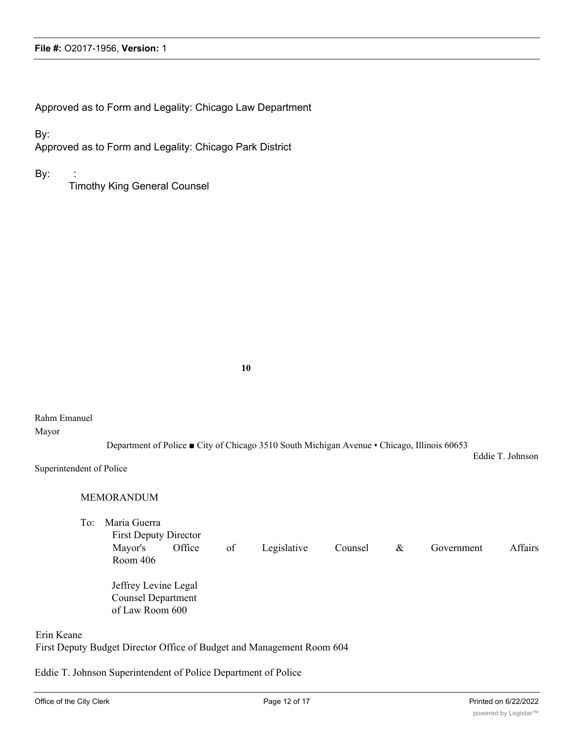Approved as to Form and Legality: Chicago Law Department

By:

Approved as to Form and Legality: Chicago Park District

By: :

Timothy King General Counsel

10

Rahm Emanuel

Mayor

Department of Police ■ City of Chicago 3510 South Michigan Avenue • Chicago, Illinois 60653

Eddie T. Johnson

Superintendent of Police

MEMORANDUM

To: Maria Guerra
First Deputy Director
Mayor's Office of Legislative Counsel & Government Affairs
Room 406

Jeffrey Levine Legal Counsel Department of Law Room 600

Erin Keane

First Deputy Budget Director Office of Budget and Management Room 604

Eddie T. Johnson Superintendent of Police Department of Police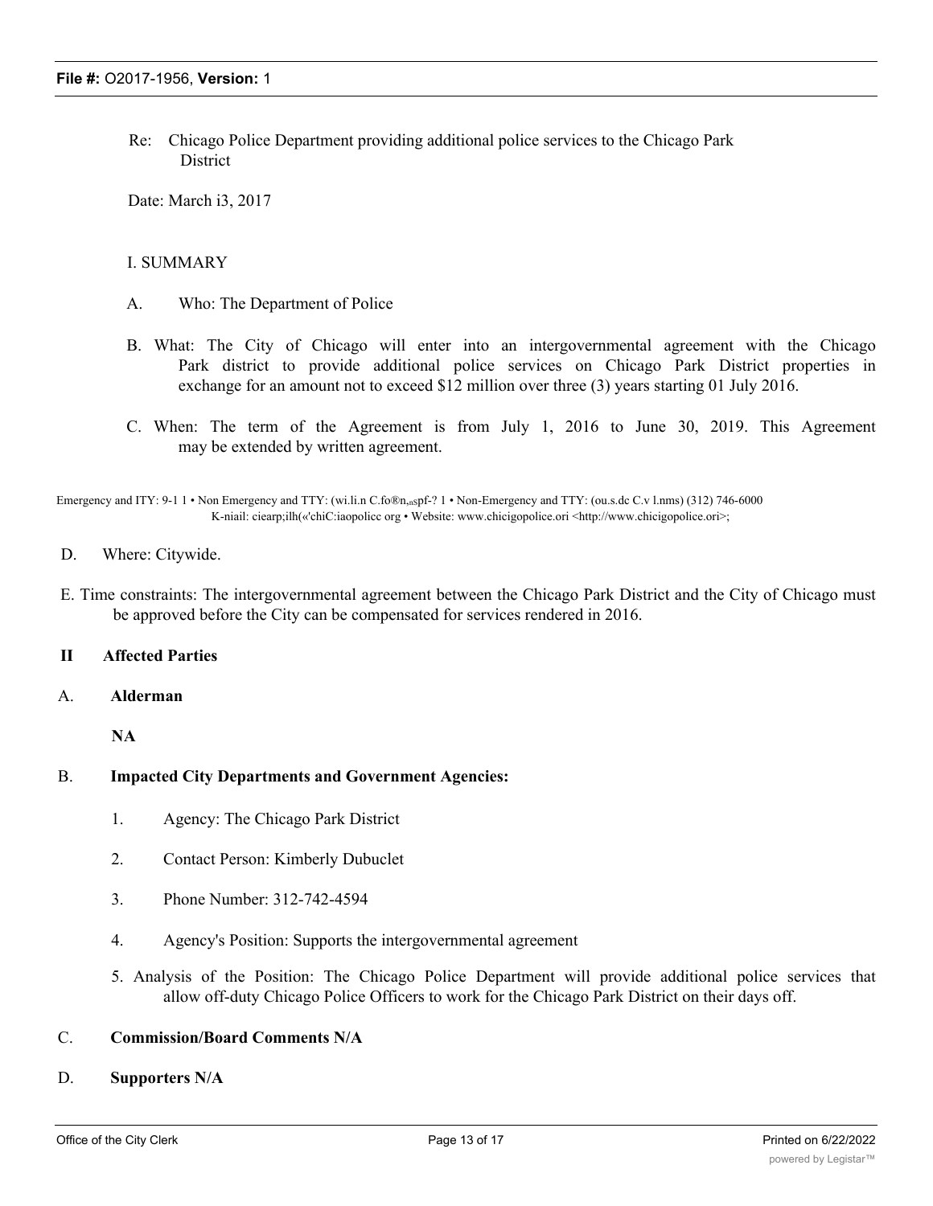Re: Chicago Police Department providing additional police services to the Chicago Park District

Date: March i3, 2017

I. SUMMARY

A. Who: The Department of Police

B. What: The City of Chicago will enter into an intergovernmental agreement with the Chicago Park district to provide additional police services on Chicago Park District properties in exchange for an amount not to exceed $12 million over three (3) years starting 01 July 2016.

C. When: The term of the Agreement is from July 1, 2016 to June 30, 2019. This Agreement may be extended by written agreement.

Emergency and ITY: 9-1 1 • Non Emergency and TTY: (wi.li.n C.fo®n,„spf-? 1 • Non-Emergency and TTY: (ou.s.dc C.v l.nms) (312) 746-6000
K-niail: ciearp;ilh(«'chiC:iaopolicc org • Website: www.chicigopolice.ori <http://www.chicigopolice.ori>;

D. Where: Citywide.

E. Time constraints: The intergovernmental agreement between the Chicago Park District and the City of Chicago must be approved before the City can be compensated for services rendered in 2016.

**II Affected Parties**

A. **Alderman**

**NA**

B. **Impacted City Departments and Government Agencies:**

1. Agency: The Chicago Park District
2. Contact Person: Kimberly Dubuclet
3. Phone Number: 312-742-4594
4. Agency's Position: Supports the intergovernmental agreement
5. Analysis of the Position: The Chicago Police Department will provide additional police services that allow off-duty Chicago Police Officers to work for the Chicago Park District on their days off.

C. **Commission/Board Comments N/A**

D. **Supporters N/A**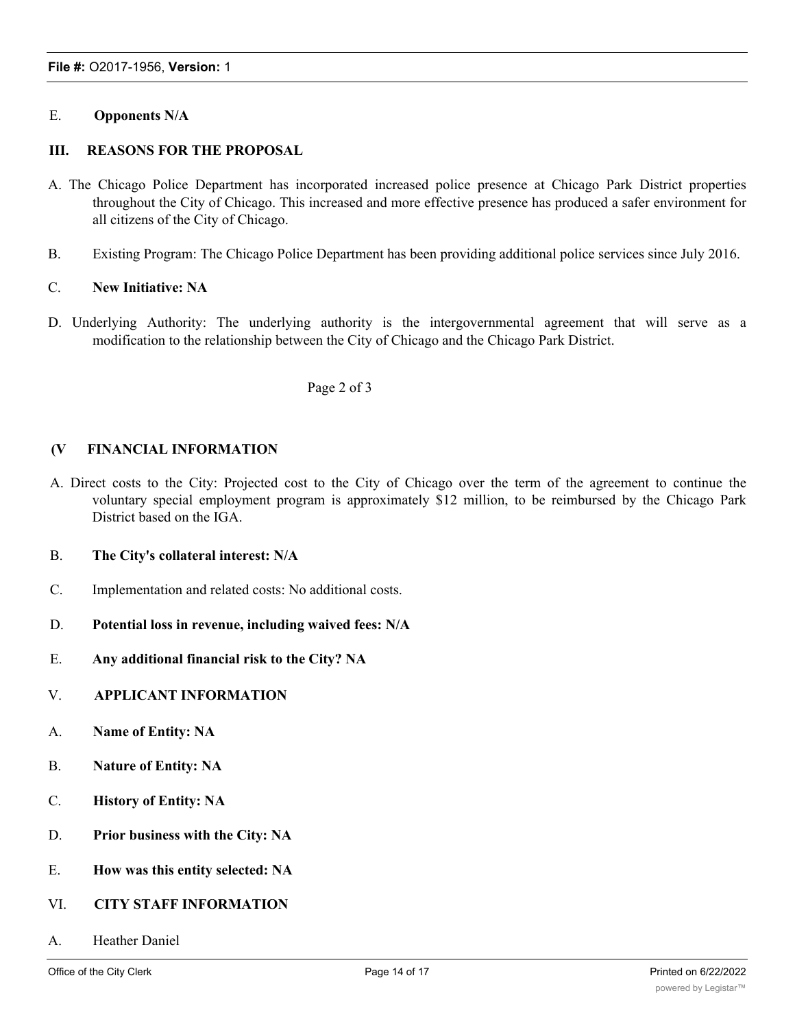E. **Opponents N/A**

**III. REASONS FOR THE PROPOSAL**

A. The Chicago Police Department has incorporated increased police presence at Chicago Park District properties throughout the City of Chicago. This increased and more effective presence has produced a safer environment for all citizens of the City of Chicago.

B. Existing Program: The Chicago Police Department has been providing additional police services since July 2016.

C. **New Initiative: NA**

D. Underlying Authority: The underlying authority is the intergovernmental agreement that will serve as a modification to the relationship between the City of Chicago and the Chicago Park District.

Page 2 of 3

**(V FINANCIAL INFORMATION**

A. Direct costs to the City: Projected cost to the City of Chicago over the term of the agreement to continue the voluntary special employment program is approximately $12 million, to be reimbursed by the Chicago Park District based on the IGA.

B. **The City's collateral interest: N/A**

C. Implementation and related costs: No additional costs.

D. **Potential loss in revenue, including waived fees: N/A**

E. **Any additional financial risk to the City? NA**

V. **APPLICANT INFORMATION**

A. **Name of Entity: NA**

B. **Nature of Entity: NA**

C. **History of Entity: NA**

D. **Prior business with the City: NA**

E. **How was this entity selected: NA**

VI. **CITY STAFF INFORMATION**

A. Heather Daniel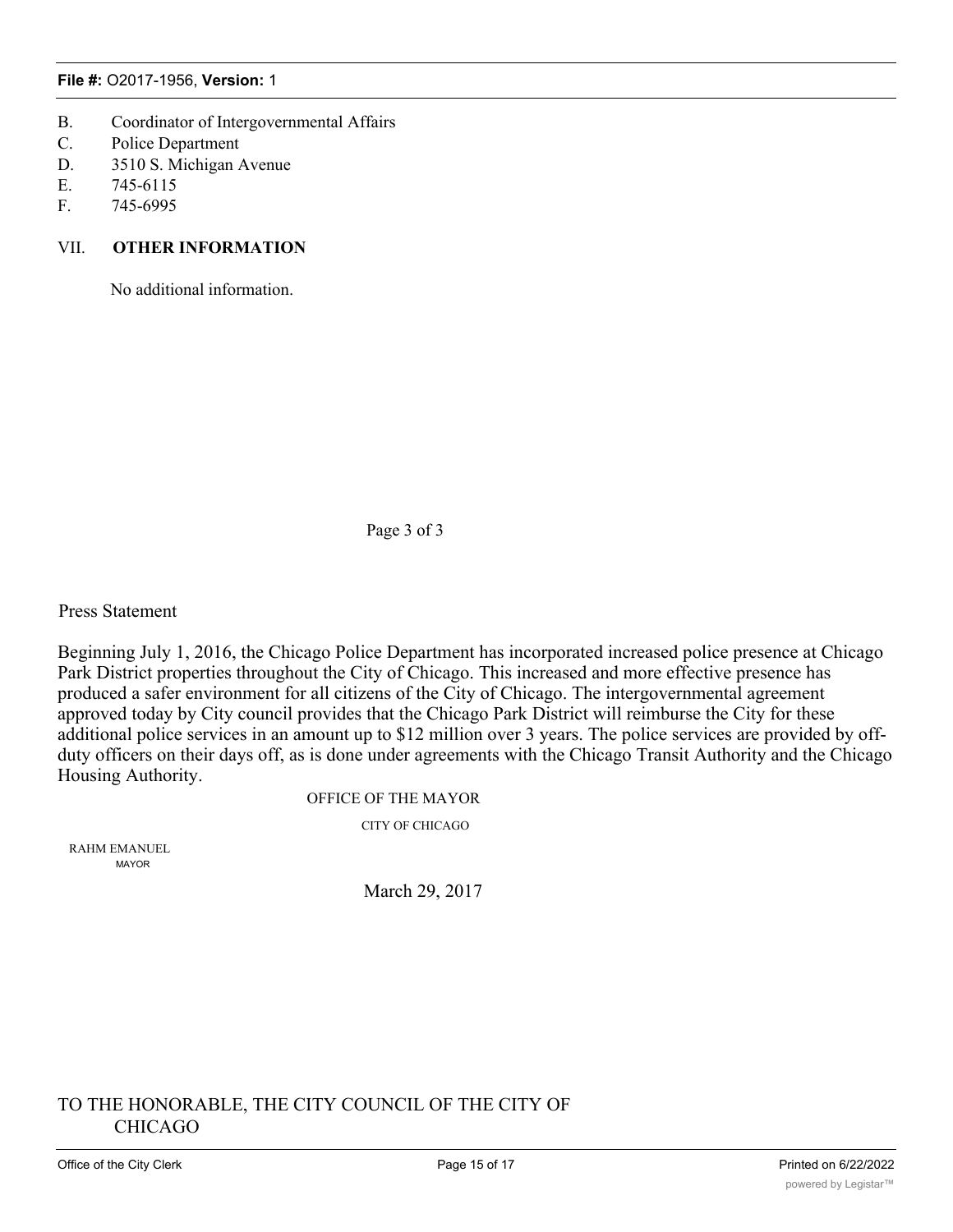B. Coordinator of Intergovernmental Affairs
C. Police Department
D. 3510 S. Michigan Avenue
E. 745-6115
F. 745-6995

VII. **OTHER INFORMATION**

No additional information.

Page 3 of 3

Press Statement

Beginning July 1, 2016, the Chicago Police Department has incorporated increased police presence at Chicago Park District properties throughout the City of Chicago. This increased and more effective presence has produced a safer environment for all citizens of the City of Chicago. The intergovernmental agreement approved today by City council provides that the Chicago Park District will reimburse the City for these additional police services in an amount up to $12 million over 3 years. The police services are provided by off-duty officers on their days off, as is done under agreements with the Chicago Transit Authority and the Chicago Housing Authority.

OFFICE OF THE MAYOR

CITY OF CHICAGO

RAHM EMANUEL
MAYOR

March 29, 2017

TO THE HONORABLE, THE CITY COUNCIL OF THE CITY OF CHICAGO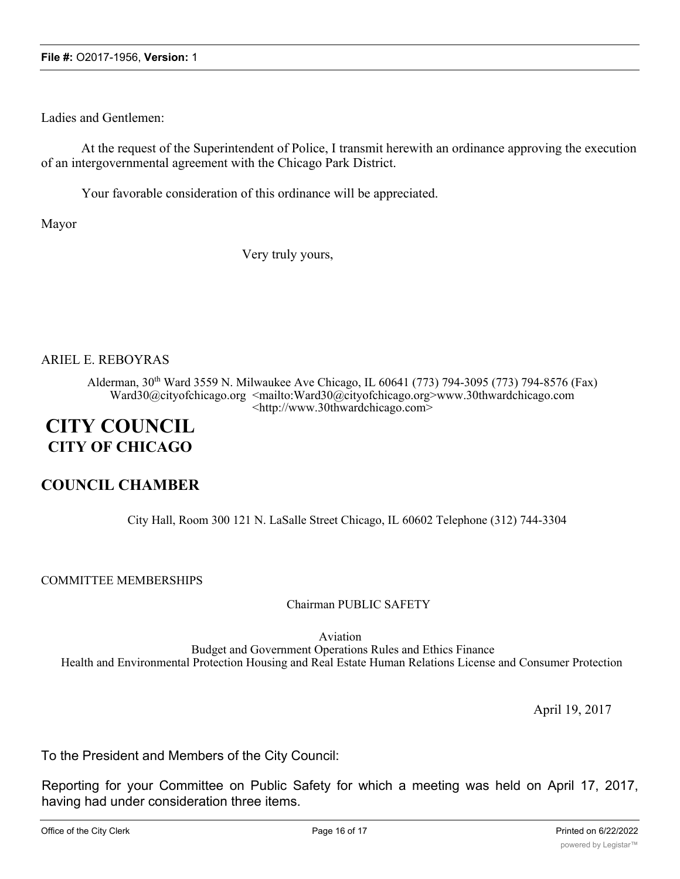Ladies and Gentlemen:

At the request of the Superintendent of Police, I transmit herewith an ordinance approving the execution of an intergovernmental agreement with the Chicago Park District.

Your favorable consideration of this ordinance will be appreciated.

Mayor

Very truly yours,

ARIEL E. REBOYRAS

Alderman, 30th Ward 3559 N. Milwaukee Ave Chicago, IL 60641 (773) 794-3095 (773) 794-8576 (Fax) Ward30@cityofchicago.org <mailto:Ward30@cityofchicago.org>www.30thwardchicago.com <http://www.30thwardchicago.com>

# CITY COUNCIL
## CITY OF CHICAGO

## COUNCIL CHAMBER

City Hall, Room 300 121 N. LaSalle Street Chicago, IL 60602 Telephone (312) 744-3304

COMMITTEE MEMBERSHIPS

Chairman PUBLIC SAFETY

Aviation
Budget and Government Operations Rules and Ethics Finance
Health and Environmental Protection Housing and Real Estate Human Relations License and Consumer Protection

April 19, 2017

To the President and Members of the City Council:

Reporting for your Committee on Public Safety for which a meeting was held on April 17, 2017, having had under consideration three items.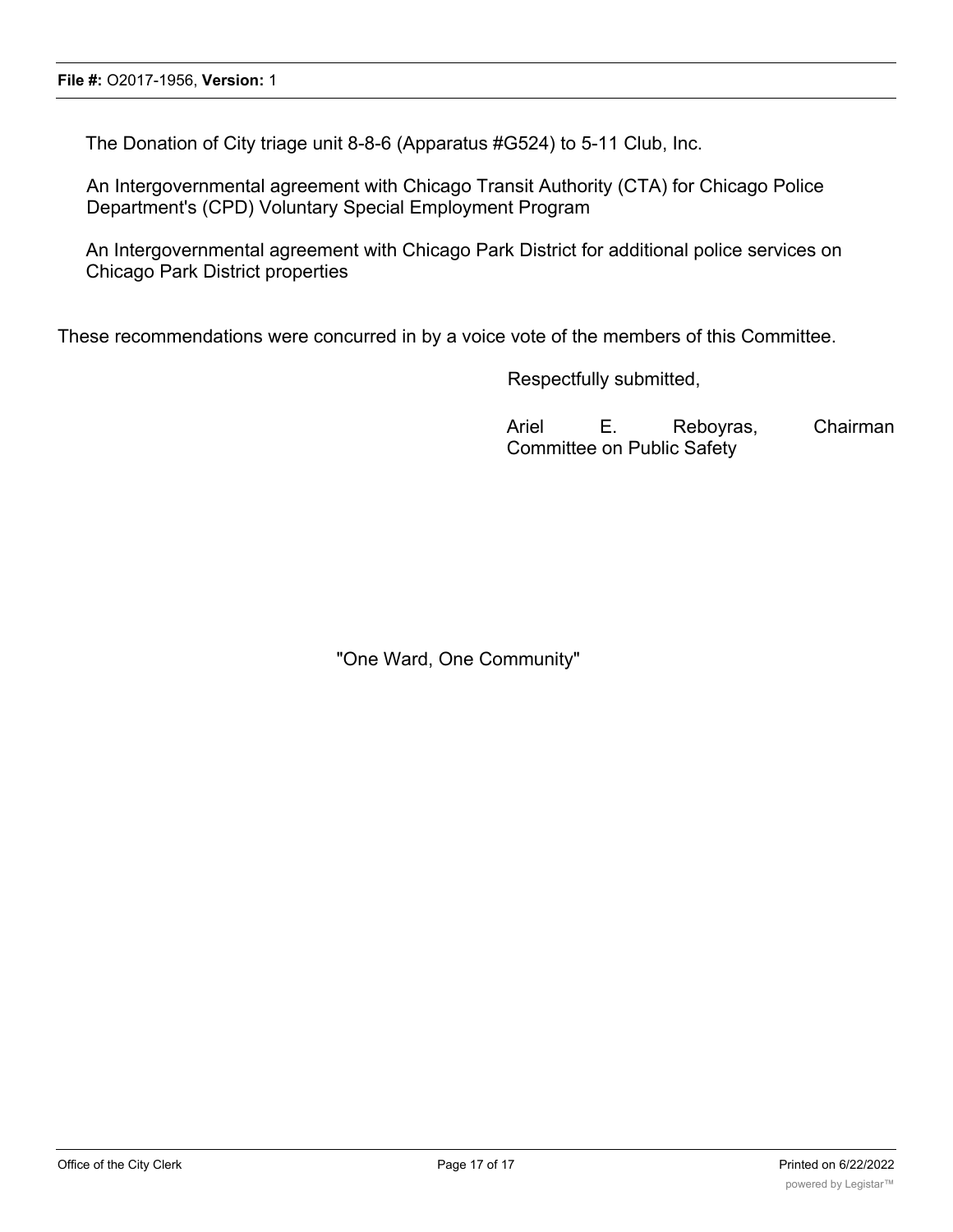The Donation of City triage unit 8-8-6 (Apparatus #G524) to 5-11 Club, Inc.

An Intergovernmental agreement with Chicago Transit Authority (CTA) for Chicago Police Department's (CPD) Voluntary Special Employment Program

An Intergovernmental agreement with Chicago Park District for additional police services on Chicago Park District properties

These recommendations were concurred in by a voice vote of the members of this Committee.

Respectfully submitted,

Ariel E. Reboyras, Chairman
Committee on Public Safety

"One Ward, One Community"